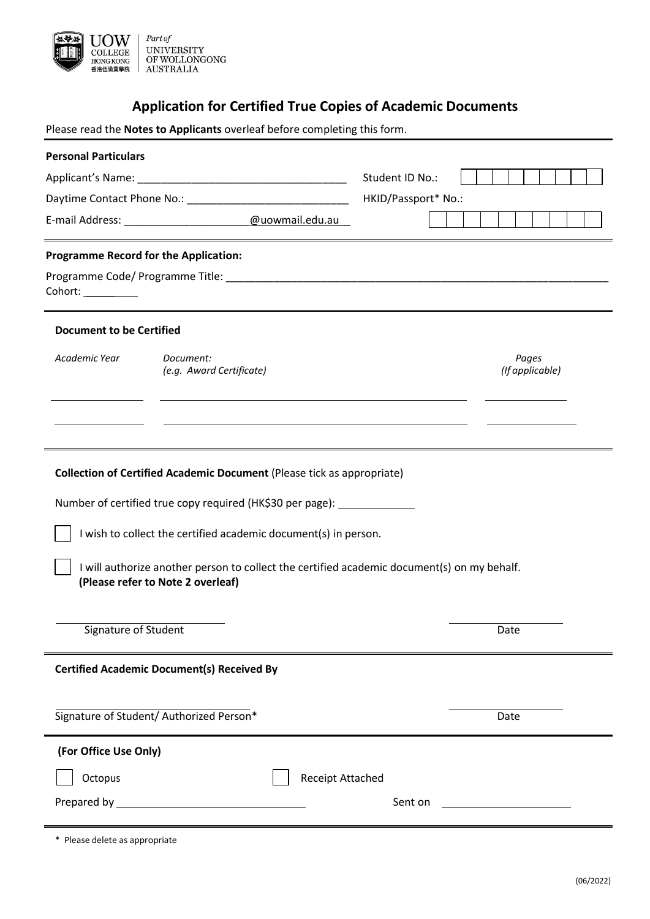UOW COLLEGE HONG KONG 香港伍倫貢學院 | Part of UNIVERSITY OF WOLLONGONG AUSTRALIA

# Application for Certified True Copies of Academic Documents

Please read the **Notes to Applicants** overleaf before completing this form.

**Personal Particulars**

Applicant's Name: ___________________________________ Student ID No.: | | | | | | | | | |

Daytime Contact Phone No.: ___________________________ HKID/Passport* No.: | | | | | | | | | | |

E-mail Address: _____________________@uowmail.edu.au

**Programme Record for the Application:**

Programme Code/ Programme Title: _______________________________________________________________

Cohort: _________

**Document to be Certified**

| *Academic Year* | *Document: (e.g. Award Certificate)* | *Pages (If applicable)* |
|---|---|---|
| | | |
| | | |

**Collection of Certified Academic Document** (Please tick as appropriate)

Number of certified true copy required (HK$30 per page): ____________

☐ I wish to collect the certified academic document(s) in person.

☐ I will authorize another person to collect the certified academic document(s) on my behalf. **(Please refer to Note 2 overleaf)**

_________________________ Signature of Student

_________________________ Date

**Certified Academic Document(s) Received By**

_________________________ Signature of Student/ Authorized Person*

_________________________ Date

**(For Office Use Only)**

☐ Octopus ☐ Receipt Attached

Prepared by ______________________________ Sent on ____________________

\* Please delete as appropriate

(06/2022)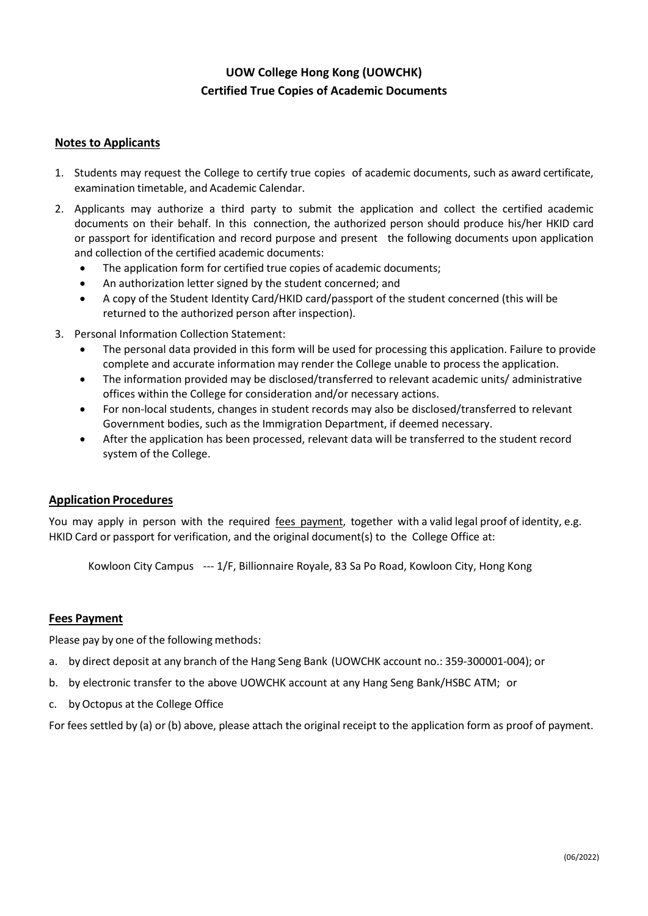# UOW College Hong Kong (UOWCHK)
# Certified True Copies of Academic Documents

## Notes to Applicants

1. Students may request the College to certify true copies of academic documents, such as award certificate, examination timetable, and Academic Calendar.
2. Applicants may authorize a third party to submit the application and collect the certified academic documents on their behalf. In this connection, the authorized person should produce his/her HKID card or passport for identification and record purpose and present the following documents upon application and collection of the certified academic documents:
   - The application form for certified true copies of academic documents;
   - An authorization letter signed by the student concerned; and
   - A copy of the Student Identity Card/HKID card/passport of the student concerned (this will be returned to the authorized person after inspection).
3. Personal Information Collection Statement:
   - The personal data provided in this form will be used for processing this application. Failure to provide complete and accurate information may render the College unable to process the application.
   - The information provided may be disclosed/transferred to relevant academic units/ administrative offices within the College for consideration and/or necessary actions.
   - For non-local students, changes in student records may also be disclosed/transferred to relevant Government bodies, such as the Immigration Department, if deemed necessary.
   - After the application has been processed, relevant data will be transferred to the student record system of the College.

## Application Procedures

You may apply in person with the required fees payment, together with a valid legal proof of identity, e.g. HKID Card or passport for verification, and the original document(s) to the College Office at:

Kowloon City Campus --- 1/F, Billionnaire Royale, 83 Sa Po Road, Kowloon City, Hong Kong

## Fees Payment

Please pay by one of the following methods:

a. by direct deposit at any branch of the Hang Seng Bank (UOWCHK account no.: 359-300001-004); or

b. by electronic transfer to the above UOWCHK account at any Hang Seng Bank/HSBC ATM; or

c. by Octopus at the College Office

For fees settled by (a) or (b) above, please attach the original receipt to the application form as proof of payment.

(06/2022)